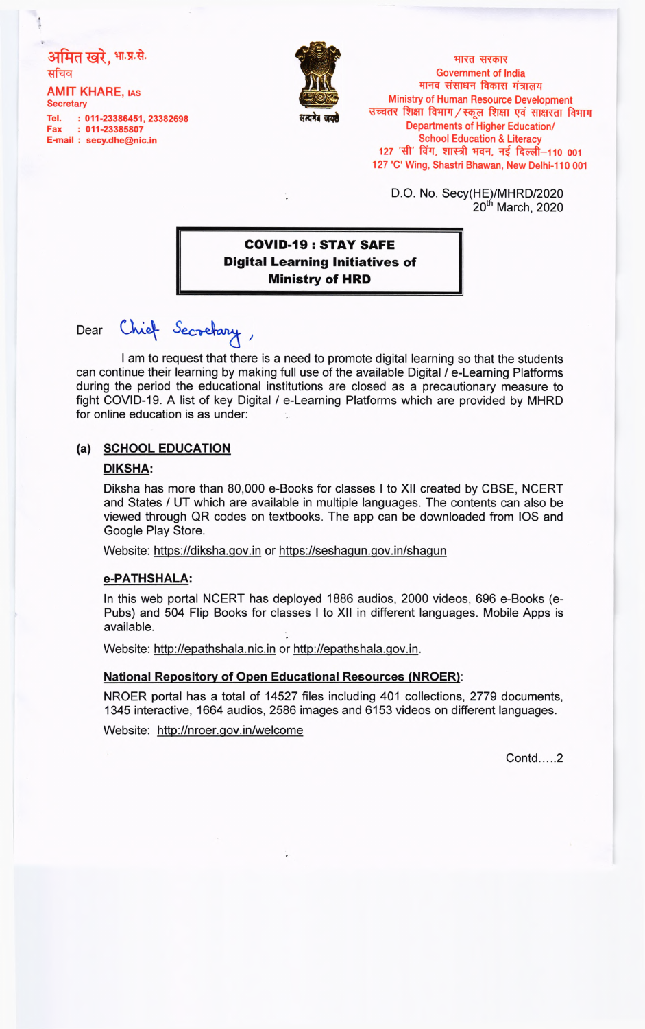अमित खरे, भा.प्र.से.
सचिव

**AMIT KHARE, IAS**
Secretary

Tel. : 011-23386451, 23382698
Fax : 011-23385807
E-mail : secy.dhe@nic.in

सत्यमेव जयते

भारत सरकार
Government of India
मानव संसाधन विकास मंत्रालय
Ministry of Human Resource Development
उच्चतर शिक्षा विभाग/स्कूल शिक्षा एवं साक्षरता विभाग
Departments of Higher Education/
School Education & Literacy
127 'सी' विंग, शास्त्री भवन, नई दिल्ली–110 001
127 'C' Wing, Shastri Bhawan, New Delhi-110 001

D.O. No. Secy(HE)/MHRD/2020
20th March, 2020

**COVID-19 : STAY SAFE**
**Digital Learning Initiatives of Ministry of HRD**

Dear Chief Secretary,

I am to request that there is a need to promote digital learning so that the students can continue their learning by making full use of the available Digital / e-Learning Platforms during the period the educational institutions are closed as a precautionary measure to fight COVID-19. A list of key Digital / e-Learning Platforms which are provided by MHRD for online education is as under:

**(a) SCHOOL EDUCATION**

**DIKSHA:**

Diksha has more than 80,000 e-Books for classes I to XII created by CBSE, NCERT and States / UT which are available in multiple languages. The contents can also be viewed through QR codes on textbooks. The app can be downloaded from IOS and Google Play Store.

Website: https://diksha.gov.in or https://seshagun.gov.in/shagun

**e-PATHSHALA:**

In this web portal NCERT has deployed 1886 audios, 2000 videos, 696 e-Books (e-Pubs) and 504 Flip Books for classes I to XII in different languages. Mobile Apps is available.

Website: http://epathshala.nic.in or http://epathshala.gov.in.

**National Repository of Open Educational Resources (NROER):**

NROER portal has a total of 14527 files including 401 collections, 2779 documents, 1345 interactive, 1664 audios, 2586 images and 6153 videos on different languages.

Website: http://nroer.gov.in/welcome

Contd…..2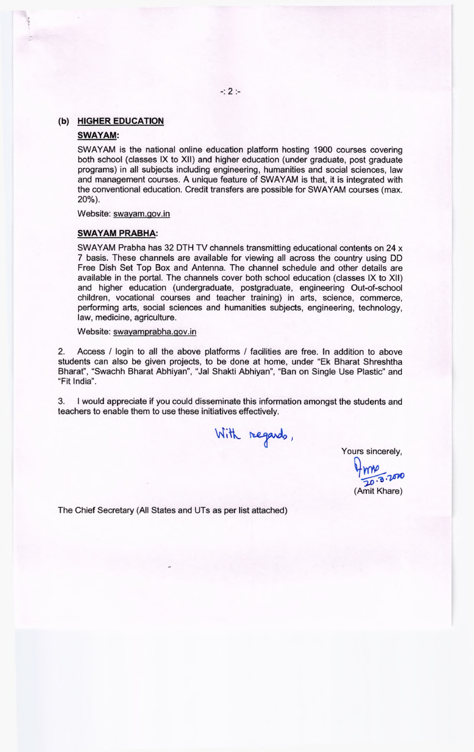**(b) HIGHER EDUCATION**

**SWAYAM:**

SWAYAM is the national online education platform hosting 1900 courses covering both school (classes IX to XII) and higher education (under graduate, post graduate programs) in all subjects including engineering, humanities and social sciences, law and management courses. A unique feature of SWAYAM is that, it is integrated with the conventional education. Credit transfers are possible for SWAYAM courses (max. 20%).

Website: swayam.gov.in

**SWAYAM PRABHA:**

SWAYAM Prabha has 32 DTH TV channels transmitting educational contents on 24 x 7 basis. These channels are available for viewing all across the country using DD Free Dish Set Top Box and Antenna. The channel schedule and other details are available in the portal. The channels cover both school education (classes IX to XII) and higher education (undergraduate, postgraduate, engineering Out-of-school children, vocational courses and teacher training) in arts, science, commerce, performing arts, social sciences and humanities subjects, engineering, technology, law, medicine, agriculture.

Website: swayamprabha.gov.in

2. Access / login to all the above platforms / facilities are free. In addition to above students can also be given projects, to be done at home, under "Ek Bharat Shreshtha Bharat", "Swachh Bharat Abhiyan", "Jal Shakti Abhiyan", "Ban on Single Use Plastic" and "Fit India".

3. I would appreciate if you could disseminate this information amongst the students and teachers to enable them to use these initiatives effectively.

With regards,

Yours sincerely,

20.3.2020

(Amit Khare)

The Chief Secretary (All States and UTs as per list attached)